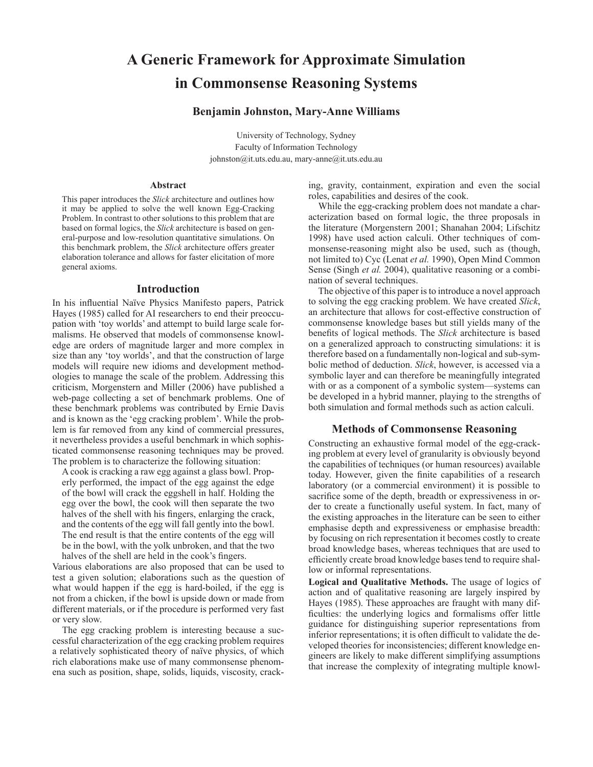# A Generic Framework for Approximate Simulation in Commonsense Reasoning Systems

**Benjamin Johnston, Mary-Anne Williams**

University of Technology, Sydney
Faculty of Information Technology
johnston@it.uts.edu.au, mary-anne@it.uts.edu.au

### Abstract

This paper introduces the *Slick* architecture and outlines how it may be applied to solve the well known Egg-Cracking Problem. In contrast to other solutions to this problem that are based on formal logics, the *Slick* architecture is based on general-purpose and low-resolution quantitative simulations. On this benchmark problem, the *Slick* architecture offers greater elaboration tolerance and allows for faster elicitation of more general axioms.

## Introduction

In his influential Naïve Physics Manifesto papers, Patrick Hayes (1985) called for AI researchers to end their preoccupation with 'toy worlds' and attempt to build large scale formalisms. He observed that models of commonsense knowledge are orders of magnitude larger and more complex in size than any 'toy worlds', and that the construction of large models will require new idioms and development methodologies to manage the scale of the problem. Addressing this criticism, Morgenstern and Miller (2006) have published a web-page collecting a set of benchmark problems. One of these benchmark problems was contributed by Ernie Davis and is known as the 'egg cracking problem'. While the problem is far removed from any kind of commercial pressures, it nevertheless provides a useful benchmark in which sophisticated commonsense reasoning techniques may be proved. The problem is to characterize the following situation:

> A cook is cracking a raw egg against a glass bowl. Properly performed, the impact of the egg against the edge of the bowl will crack the eggshell in half. Holding the egg over the bowl, the cook will then separate the two halves of the shell with his fingers, enlarging the crack, and the contents of the egg will fall gently into the bowl. The end result is that the entire contents of the egg will be in the bowl, with the yolk unbroken, and that the two halves of the shell are held in the cook's fingers.

Various elaborations are also proposed that can be used to test a given solution; elaborations such as the question of what would happen if the egg is hard-boiled, if the egg is not from a chicken, if the bowl is upside down or made from different materials, or if the procedure is performed very fast or very slow.

The egg cracking problem is interesting because a successful characterization of the egg cracking problem requires a relatively sophisticated theory of naïve physics, of which rich elaborations make use of many commonsense phenomena such as position, shape, solids, liquids, viscosity, cracking, gravity, containment, expiration and even the social roles, capabilities and desires of the cook.

While the egg-cracking problem does not mandate a characterization based on formal logic, the three proposals in the literature (Morgenstern 2001; Shanahan 2004; Lifschitz 1998) have used action calculi. Other techniques of commonsense-reasoning might also be used, such as (though, not limited to) Cyc (Lenat *et al.* 1990), Open Mind Common Sense (Singh *et al.* 2004), qualitative reasoning or a combination of several techniques.

The objective of this paper is to introduce a novel approach to solving the egg cracking problem. We have created *Slick*, an architecture that allows for cost-effective construction of commonsense knowledge bases but still yields many of the benefits of logical methods. The *Slick* architecture is based on a generalized approach to constructing simulations: it is therefore based on a fundamentally non-logical and sub-symbolic method of deduction. *Slick*, however, is accessed via a symbolic layer and can therefore be meaningfully integrated with or as a component of a symbolic system—systems can be developed in a hybrid manner, playing to the strengths of both simulation and formal methods such as action calculi.

## Methods of Commonsense Reasoning

Constructing an exhaustive formal model of the egg-cracking problem at every level of granularity is obviously beyond the capabilities of techniques (or human resources) available today. However, given the finite capabilities of a research laboratory (or a commercial environment) it is possible to sacrifice some of the depth, breadth or expressiveness in order to create a functionally useful system. In fact, many of the existing approaches in the literature can be seen to either emphasise depth and expressiveness or emphasise breadth: by focusing on rich representation it becomes costly to create broad knowledge bases, whereas techniques that are used to efficiently create broad knowledge bases tend to require shallow or informal representations.

**Logical and Qualitative Methods.** The usage of logics of action and of qualitative reasoning are largely inspired by Hayes (1985). These approaches are fraught with many difficulties: the underlying logics and formalisms offer little guidance for distinguishing superior representations from inferior representations; it is often difficult to validate the developed theories for inconsistencies; different knowledge engineers are likely to make different simplifying assumptions that increase the complexity of integrating multiple knowl-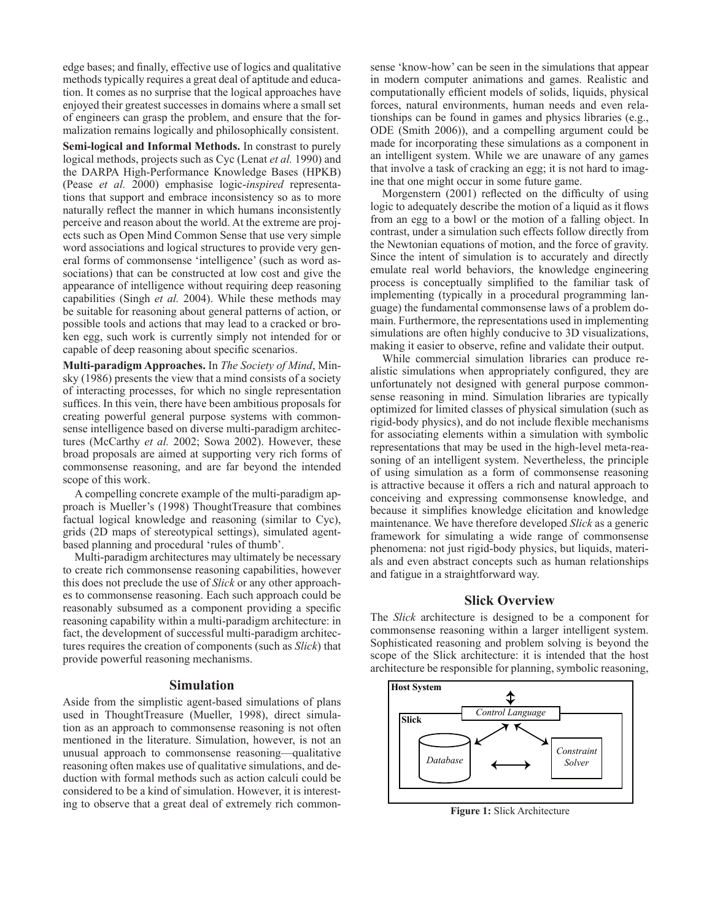edge bases; and finally, effective use of logics and qualitative methods typically requires a great deal of aptitude and education. It comes as no surprise that the logical approaches have enjoyed their greatest successes in domains where a small set of engineers can grasp the problem, and ensure that the formalization remains logically and philosophically consistent.

**Semi-logical and Informal Methods.** In constrast to purely logical methods, projects such as Cyc (Lenat *et al.* 1990) and the DARPA High-Performance Knowledge Bases (HPKB) (Pease *et al.* 2000) emphasise logic-*inspired* representations that support and embrace inconsistency so as to more naturally reflect the manner in which humans inconsistently perceive and reason about the world. At the extreme are projects such as Open Mind Common Sense that use very simple word associations and logical structures to provide very general forms of commonsense 'intelligence' (such as word associations) that can be constructed at low cost and give the appearance of intelligence without requiring deep reasoning capabilities (Singh *et al.* 2004). While these methods may be suitable for reasoning about general patterns of action, or possible tools and actions that may lead to a cracked or broken egg, such work is currently simply not intended for or capable of deep reasoning about specific scenarios.

**Multi-paradigm Approaches.** In *The Society of Mind*, Minsky (1986) presents the view that a mind consists of a society of interacting processes, for which no single representation suffices. In this vein, there have been ambitious proposals for creating powerful general purpose systems with commonsense intelligence based on diverse multi-paradigm architectures (McCarthy *et al.* 2002; Sowa 2002). However, these broad proposals are aimed at supporting very rich forms of commonsense reasoning, and are far beyond the intended scope of this work.

A compelling concrete example of the multi-paradigm approach is Mueller's (1998) ThoughtTreasure that combines factual logical knowledge and reasoning (similar to Cyc), grids (2D maps of stereotypical settings), simulated agent-based planning and procedural 'rules of thumb'.

Multi-paradigm architectures may ultimately be necessary to create rich commonsense reasoning capabilities, however this does not preclude the use of *Slick* or any other approaches to commonsense reasoning. Each such approach could be reasonably subsumed as a component providing a specific reasoning capability within a multi-paradigm architecture: in fact, the development of successful multi-paradigm architectures requires the creation of components (such as *Slick*) that provide powerful reasoning mechanisms.

## Simulation

Aside from the simplistic agent-based simulations of plans used in ThoughtTreasure (Mueller, 1998), direct simulation as an approach to commonsense reasoning is not often mentioned in the literature. Simulation, however, is not an unusual approach to commonsense reasoning—qualitative reasoning often makes use of qualitative simulations, and deduction with formal methods such as action calculi could be considered to be a kind of simulation. However, it is interesting to observe that a great deal of extremely rich commonsense 'know-how' can be seen in the simulations that appear in modern computer animations and games. Realistic and computationally efficient models of solids, liquids, physical forces, natural environments, human needs and even relationships can be found in games and physics libraries (e.g., ODE (Smith 2006)), and a compelling argument could be made for incorporating these simulations as a component in an intelligent system. While we are unaware of any games that involve a task of cracking an egg; it is not hard to imagine that one might occur in some future game.

Morgenstern (2001) reflected on the difficulty of using logic to adequately describe the motion of a liquid as it flows from an egg to a bowl or the motion of a falling object. In contrast, under a simulation such effects follow directly from the Newtonian equations of motion, and the force of gravity. Since the intent of simulation is to accurately and directly emulate real world behaviors, the knowledge engineering process is conceptually simplified to the familiar task of implementing (typically in a procedural programming language) the fundamental commonsense laws of a problem domain. Furthermore, the representations used in implementing simulations are often highly conducive to 3D visualizations, making it easier to observe, refine and validate their output.

While commercial simulation libraries can produce realistic simulations when appropriately configured, they are unfortunately not designed with general purpose commonsense reasoning in mind. Simulation libraries are typically optimized for limited classes of physical simulation (such as rigid-body physics), and do not include flexible mechanisms for associating elements within a simulation with symbolic representations that may be used in the high-level meta-reasoning of an intelligent system. Nevertheless, the principle of using simulation as a form of commonsense reasoning is attractive because it offers a rich and natural approach to conceiving and expressing commonsense knowledge, and because it simplifies knowledge elicitation and knowledge maintenance. We have therefore developed *Slick* as a generic framework for simulating a wide range of commonsense phenomena: not just rigid-body physics, but liquids, materials and even abstract concepts such as human relationships and fatigue in a straightforward way.

## Slick Overview

The *Slick* architecture is designed to be a component for commonsense reasoning within a larger intelligent system. Sophisticated reasoning and problem solving is beyond the scope of the Slick architecture: it is intended that the host architecture be responsible for planning, symbolic reasoning,

Host System — Slick: Control Language; Database; Constraint Solver

**Figure 1:** Slick Architecture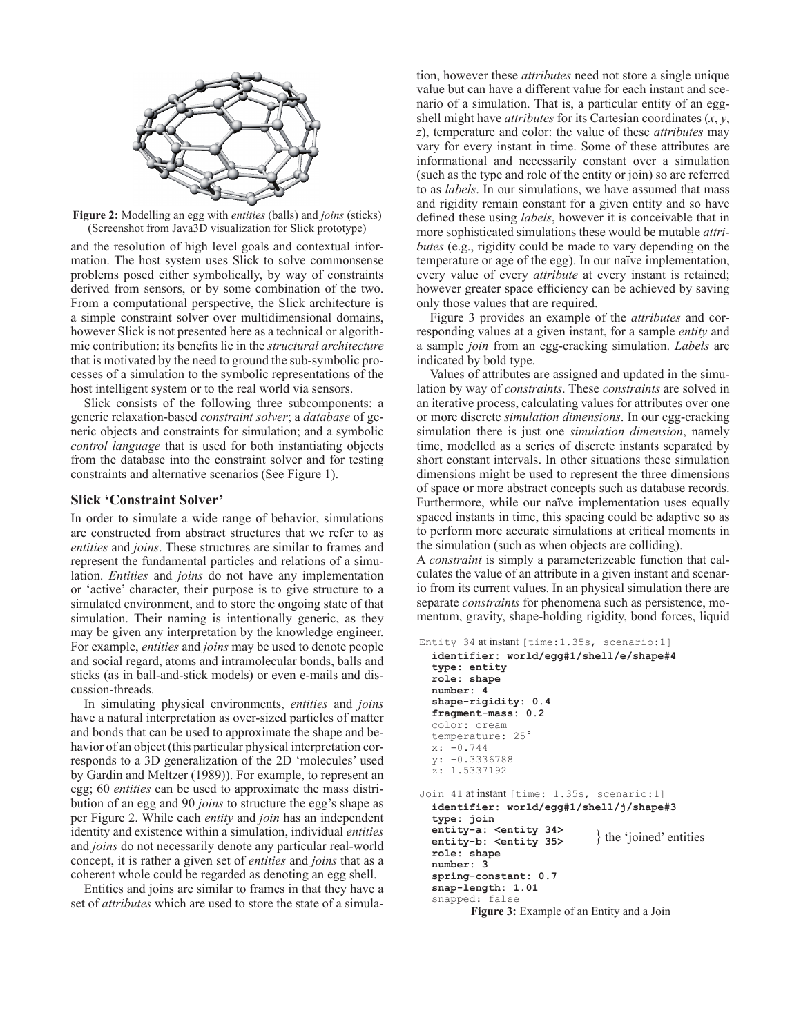**Figure 2:** Modelling an egg with *entities* (balls) and *joins* (sticks) (Screenshot from Java3D visualization for Slick prototype)

and the resolution of high level goals and contextual information. The host system uses Slick to solve commonsense problems posed either symbolically, by way of constraints derived from sensors, or by some combination of the two. From a computational perspective, the Slick architecture is a simple constraint solver over multidimensional domains, however Slick is not presented here as a technical or algorithmic contribution: its benefits lie in the *structural architecture* that is motivated by the need to ground the sub-symbolic processes of a simulation to the symbolic representations of the host intelligent system or to the real world via sensors.

Slick consists of the following three subcomponents: a generic relaxation-based *constraint solver*; a *database* of generic objects and constraints for simulation; and a symbolic *control language* that is used for both instantiating objects from the database into the constraint solver and for testing constraints and alternative scenarios (See Figure 1).

### Slick 'Constraint Solver'

In order to simulate a wide range of behavior, simulations are constructed from abstract structures that we refer to as *entities* and *joins*. These structures are similar to frames and represent the fundamental particles and relations of a simulation. *Entities* and *joins* do not have any implementation or 'active' character, their purpose is to give structure to a simulated environment, and to store the ongoing state of that simulation. Their naming is intentionally generic, as they may be given any interpretation by the knowledge engineer. For example, *entities* and *joins* may be used to denote people and social regard, atoms and intramolecular bonds, balls and sticks (as in ball-and-stick models) or even e-mails and discussion-threads.

In simulating physical environments, *entities* and *joins* have a natural interpretation as over-sized particles of matter and bonds that can be used to approximate the shape and behavior of an object (this particular physical interpretation corresponds to a 3D generalization of the 2D 'molecules' used by Gardin and Meltzer (1989)). For example, to represent an egg; 60 *entities* can be used to approximate the mass distribution of an egg and 90 *joins* to structure the egg's shape as per Figure 2. While each *entity* and *join* has an independent identity and existence within a simulation, individual *entities* and *joins* do not necessarily denote any particular real-world concept, it is rather a given set of *entities* and *joins* that as a coherent whole could be regarded as denoting an egg shell.

Entities and joins are similar to frames in that they have a set of *attributes* which are used to store the state of a simulation, however these *attributes* need not store a single unique value but can have a different value for each instant and scenario of a simulation. That is, a particular entity of an eggshell might have *attributes* for its Cartesian coordinates (*x*, *y*, *z*), temperature and color: the value of these *attributes* may vary for every instant in time. Some of these attributes are informational and necessarily constant over a simulation (such as the type and role of the entity or join) so are referred to as *labels*. In our simulations, we have assumed that mass and rigidity remain constant for a given entity and so have defined these using *labels*, however it is conceivable that in more sophisticated simulations these would be mutable *attributes* (e.g., rigidity could be made to vary depending on the temperature or age of the egg). In our naïve implementation, every value of every *attribute* at every instant is retained; however greater space efficiency can be achieved by saving only those values that are required.

Figure 3 provides an example of the *attributes* and corresponding values at a given instant, for a sample *entity* and a sample *join* from an egg-cracking simulation. *Labels* are indicated by bold type.

Values of attributes are assigned and updated in the simulation by way of *constraints*. These *constraints* are solved in an iterative process, calculating values for attributes over one or more discrete *simulation dimensions*. In our egg-cracking simulation there is just one *simulation dimension*, namely time, modelled as a series of discrete instants separated by short constant intervals. In other situations these simulation dimensions might be used to represent the three dimensions of space or more abstract concepts such as database records. Furthermore, while our naïve implementation uses equally spaced instants in time, this spacing could be adaptive so as to perform more accurate simulations at critical moments in the simulation (such as when objects are colliding).

A *constraint* is simply a parameterizeable function that calculates the value of an attribute in a given instant and scenario from its current values. In an physical simulation there are separate *constraints* for phenomena such as persistence, momentum, gravity, shape-holding rigidity, bond forces, liquid

```
Entity 34 at instant [time:1.35s, scenario:1]
  identifier: world/egg#1/shell/e/shape#4
  type: entity
  role: shape
  number: 4
  shape-rigidity: 0.4
  fragment-mass: 0.2
  color: cream
  temperature: 25°
  x: -0.744
  y: -0.3336788
  z: 1.5337192

Join 41 at instant [time: 1.35s, scenario:1]
  identifier: world/egg#1/shell/j/shape#3
  type: join
  entity-a: <entity 34>    } the 'joined' entities
  entity-b: <entity 35>
  role: shape
  number: 3
  spring-constant: 0.7
  snap-length: 1.01
  snapped: false
```

**Figure 3:** Example of an Entity and a Join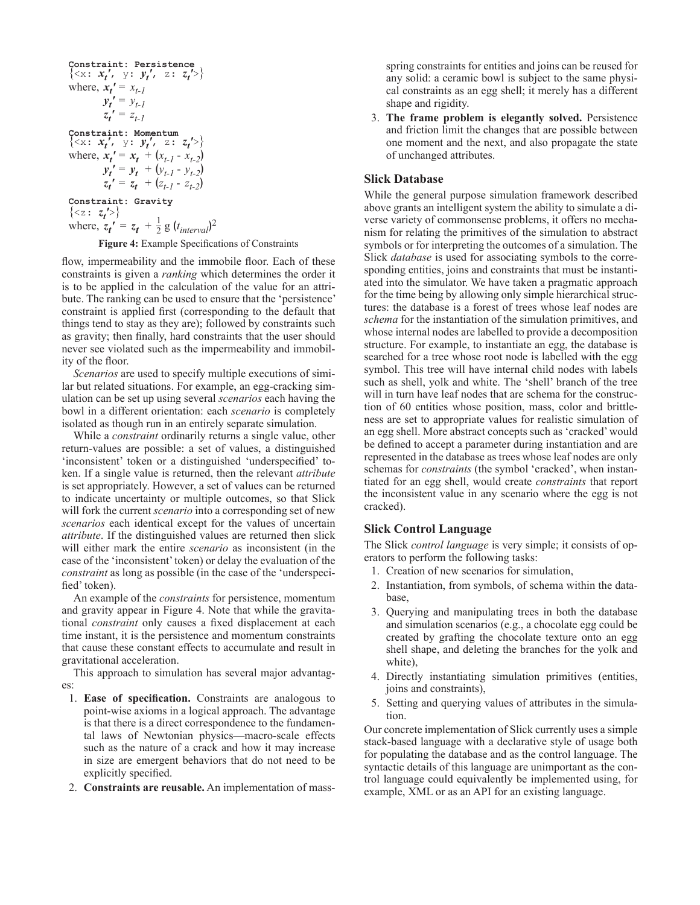**Constraint: Persistence**

$\{$<x: $x_t'$, y: $y_t'$, z: $z_t'$>$\}$

where, $x_t' = x_{t-1}$

$y_t' = y_{t-1}$

$z_t' = z_{t-1}$

**Constraint: Momentum**

$\{$<x: $x_t'$, y: $y_t'$, z: $z_t'$>$\}$

where, $x_t' = x_t + (x_{t-1} - x_{t-2})$

$y_t' = y_t + (y_{t-1} - y_{t-2})$

$z_t' = z_t + (z_{t-1} - z_{t-2})$

**Constraint: Gravity**

$\{$<z: $z_t'$>$\}$

where, $z_t' = z_t + \frac{1}{2}\, g\, (t_{interval})^2$

**Figure 4:** Example Specifications of Constraints

flow, impermeability and the immobile floor. Each of these constraints is given a *ranking* which determines the order it is to be applied in the calculation of the value for an attribute. The ranking can be used to ensure that the 'persistence' constraint is applied first (corresponding to the default that things tend to stay as they are); followed by constraints such as gravity; then finally, hard constraints that the user should never see violated such as the impermeability and immobility of the floor.

*Scenarios* are used to specify multiple executions of similar but related situations. For example, an egg-cracking simulation can be set up using several *scenarios* each having the bowl in a different orientation: each *scenario* is completely isolated as though run in an entirely separate simulation.

While a *constraint* ordinarily returns a single value, other return-values are possible: a set of values, a distinguished 'inconsistent' token or a distinguished 'underspecified' token. If a single value is returned, then the relevant *attribute* is set appropriately. However, a set of values can be returned to indicate uncertainty or multiple outcomes, so that Slick will fork the current *scenario* into a corresponding set of new *scenarios* each identical except for the values of uncertain *attribute*. If the distinguished values are returned then slick will either mark the entire *scenario* as inconsistent (in the case of the 'inconsistent' token) or delay the evaluation of the *constraint* as long as possible (in the case of the 'underspecified' token).

An example of the *constraints* for persistence, momentum and gravity appear in Figure 4. Note that while the gravitational *constraint* only causes a fixed displacement at each time instant, it is the persistence and momentum constraints that cause these constant effects to accumulate and result in gravitational acceleration.

This approach to simulation has several major advantages:

1. **Ease of specification.** Constraints are analogous to point-wise axioms in a logical approach. The advantage is that there is a direct correspondence to the fundamental laws of Newtonian physics—macro-scale effects such as the nature of a crack and how it may increase in size are emergent behaviors that do not need to be explicitly specified.
2. **Constraints are reusable.** An implementation of mass-spring constraints for entities and joins can be reused for any solid: a ceramic bowl is subject to the same physical constraints as an egg shell; it merely has a different shape and rigidity.
3. **The frame problem is elegantly solved.** Persistence and friction limit the changes that are possible between one moment and the next, and also propagate the state of unchanged attributes.

## Slick Database

While the general purpose simulation framework described above grants an intelligent system the ability to simulate a diverse variety of commonsense problems, it offers no mechanism for relating the primitives of the simulation to abstract symbols or for interpreting the outcomes of a simulation. The Slick *database* is used for associating symbols to the corresponding entities, joins and constraints that must be instantiated into the simulator. We have taken a pragmatic approach for the time being by allowing only simple hierarchical structures: the database is a forest of trees whose leaf nodes are *schema* for the instantiation of the simulation primitives, and whose internal nodes are labelled to provide a decomposition structure. For example, to instantiate an egg, the database is searched for a tree whose root node is labelled with the egg symbol. This tree will have internal child nodes with labels such as shell, yolk and white. The 'shell' branch of the tree will in turn have leaf nodes that are schema for the construction of 60 entities whose position, mass, color and brittleness are set to appropriate values for realistic simulation of an egg shell. More abstract concepts such as 'cracked' would be defined to accept a parameter during instantiation and are represented in the database as trees whose leaf nodes are only schemas for *constraints* (the symbol 'cracked', when instantiated for an egg shell, would create *constraints* that report the inconsistent value in any scenario where the egg is not cracked).

## Slick Control Language

The Slick *control language* is very simple; it consists of operators to perform the following tasks:

1. Creation of new scenarios for simulation,
2. Instantiation, from symbols, of schema within the database,
3. Querying and manipulating trees in both the database and simulation scenarios (e.g., a chocolate egg could be created by grafting the chocolate texture onto an egg shell shape, and deleting the branches for the yolk and white),
4. Directly instantiating simulation primitives (entities, joins and constraints),
5. Setting and querying values of attributes in the simulation.

Our concrete implementation of Slick currently uses a simple stack-based language with a declarative style of usage both for populating the database and as the control language. The syntactic details of this language are unimportant as the control language could equivalently be implemented using, for example, XML or as an API for an existing language.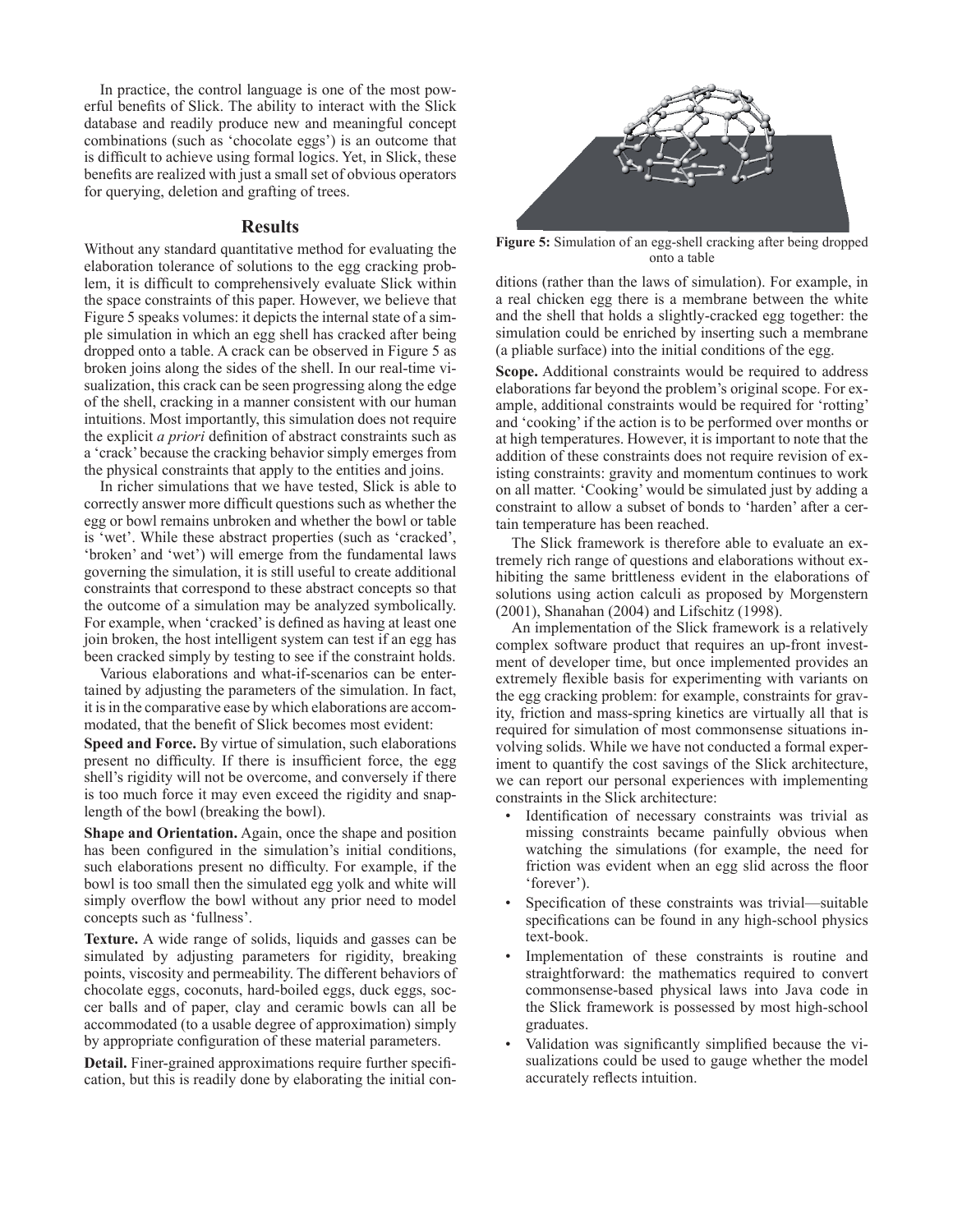In practice, the control language is one of the most powerful benefits of Slick. The ability to interact with the Slick database and readily produce new and meaningful concept combinations (such as 'chocolate eggs') is an outcome that is difficult to achieve using formal logics. Yet, in Slick, these benefits are realized with just a small set of obvious operators for querying, deletion and grafting of trees.

## Results

Without any standard quantitative method for evaluating the elaboration tolerance of solutions to the egg cracking problem, it is difficult to comprehensively evaluate Slick within the space constraints of this paper. However, we believe that Figure 5 speaks volumes: it depicts the internal state of a simple simulation in which an egg shell has cracked after being dropped onto a table. A crack can be observed in Figure 5 as broken joins along the sides of the shell. In our real-time visualization, this crack can be seen progressing along the edge of the shell, cracking in a manner consistent with our human intuitions. Most importantly, this simulation does not require the explicit *a priori* definition of abstract constraints such as a 'crack' because the cracking behavior simply emerges from the physical constraints that apply to the entities and joins.

In richer simulations that we have tested, Slick is able to correctly answer more difficult questions such as whether the egg or bowl remains unbroken and whether the bowl or table is 'wet'. While these abstract properties (such as 'cracked', 'broken' and 'wet') will emerge from the fundamental laws governing the simulation, it is still useful to create additional constraints that correspond to these abstract concepts so that the outcome of a simulation may be analyzed symbolically. For example, when 'cracked' is defined as having at least one join broken, the host intelligent system can test if an egg has been cracked simply by testing to see if the constraint holds.

Various elaborations and what-if-scenarios can be entertained by adjusting the parameters of the simulation. In fact, it is in the comparative ease by which elaborations are accommodated, that the benefit of Slick becomes most evident:

**Speed and Force.** By virtue of simulation, such elaborations present no difficulty. If there is insufficient force, the egg shell's rigidity will not be overcome, and conversely if there is too much force it may even exceed the rigidity and snaplength of the bowl (breaking the bowl).

**Shape and Orientation.** Again, once the shape and position has been configured in the simulation's initial conditions, such elaborations present no difficulty. For example, if the bowl is too small then the simulated egg yolk and white will simply overflow the bowl without any prior need to model concepts such as 'fullness'.

**Texture.** A wide range of solids, liquids and gasses can be simulated by adjusting parameters for rigidity, breaking points, viscosity and permeability. The different behaviors of chocolate eggs, coconuts, hard-boiled eggs, duck eggs, soccer balls and of paper, clay and ceramic bowls can all be accommodated (to a usable degree of approximation) simply by appropriate configuration of these material parameters.

**Detail.** Finer-grained approximations require further specification, but this is readily done by elaborating the initial conditions (rather than the laws of simulation). For example, in a real chicken egg there is a membrane between the white and the shell that holds a slightly-cracked egg together: the simulation could be enriched by inserting such a membrane (a pliable surface) into the initial conditions of the egg.

**Figure 5:** Simulation of an egg-shell cracking after being dropped onto a table

**Scope.** Additional constraints would be required to address elaborations far beyond the problem's original scope. For example, additional constraints would be required for 'rotting' and 'cooking' if the action is to be performed over months or at high temperatures. However, it is important to note that the addition of these constraints does not require revision of existing constraints: gravity and momentum continues to work on all matter. 'Cooking' would be simulated just by adding a constraint to allow a subset of bonds to 'harden' after a certain temperature has been reached.

The Slick framework is therefore able to evaluate an extremely rich range of questions and elaborations without exhibiting the same brittleness evident in the elaborations of solutions using action calculi as proposed by Morgenstern (2001), Shanahan (2004) and Lifschitz (1998).

An implementation of the Slick framework is a relatively complex software product that requires an up-front investment of developer time, but once implemented provides an extremely flexible basis for experimenting with variants on the egg cracking problem: for example, constraints for gravity, friction and mass-spring kinetics are virtually all that is required for simulation of most commonsense situations involving solids. While we have not conducted a formal experiment to quantify the cost savings of the Slick architecture, we can report our personal experiences with implementing constraints in the Slick architecture:

- Identification of necessary constraints was trivial as missing constraints became painfully obvious when watching the simulations (for example, the need for friction was evident when an egg slid across the floor 'forever').
- Specification of these constraints was trivial—suitable specifications can be found in any high-school physics text-book.
- Implementation of these constraints is routine and straightforward: the mathematics required to convert commonsense-based physical laws into Java code in the Slick framework is possessed by most high-school graduates.
- Validation was significantly simplified because the visualizations could be used to gauge whether the model accurately reflects intuition.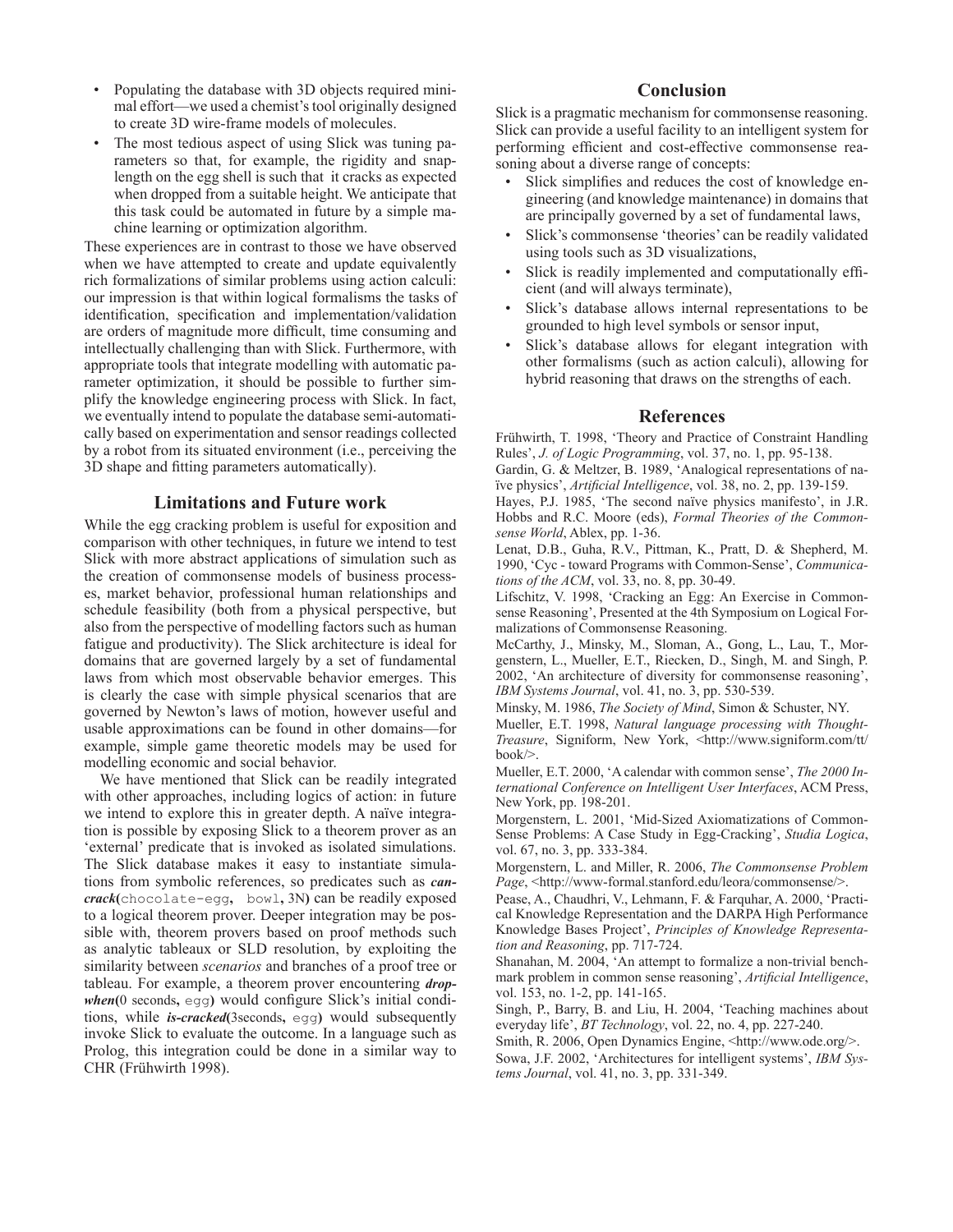- Populating the database with 3D objects required minimal effort—we used a chemist's tool originally designed to create 3D wire-frame models of molecules.
- The most tedious aspect of using Slick was tuning parameters so that, for example, the rigidity and snap-length on the egg shell is such that it cracks as expected when dropped from a suitable height. We anticipate that this task could be automated in future by a simple machine learning or optimization algorithm.

These experiences are in contrast to those we have observed when we have attempted to create and update equivalently rich formalizations of similar problems using action calculi: our impression is that within logical formalisms the tasks of identification, specification and implementation/validation are orders of magnitude more difficult, time consuming and intellectually challenging than with Slick. Furthermore, with appropriate tools that integrate modelling with automatic parameter optimization, it should be possible to further simplify the knowledge engineering process with Slick. In fact, we eventually intend to populate the database semi-automatically based on experimentation and sensor readings collected by a robot from its situated environment (i.e., perceiving the 3D shape and fitting parameters automatically).

## Limitations and Future work

While the egg cracking problem is useful for exposition and comparison with other techniques, in future we intend to test Slick with more abstract applications of simulation such as the creation of commonsense models of business processes, market behavior, professional human relationships and schedule feasibility (both from a physical perspective, but also from the perspective of modelling factors such as human fatigue and productivity). The Slick architecture is ideal for domains that are governed largely by a set of fundamental laws from which most observable behavior emerges. This is clearly the case with simple physical scenarios that are governed by Newton's laws of motion, however useful and usable approximations can be found in other domains—for example, simple game theoretic models may be used for modelling economic and social behavior.

We have mentioned that Slick can be readily integrated with other approaches, including logics of action: in future we intend to explore this in greater depth. A naïve integration is possible by exposing Slick to a theorem prover as an 'external' predicate that is invoked as isolated simulations. The Slick database makes it easy to instantiate simulations from symbolic references, so predicates such as ***can-crack***(`chocolate-egg`, `bowl`, 3N) can be readily exposed to a logical theorem prover. Deeper integration may be possible with, theorem provers based on proof methods such as analytic tableaux or SLD resolution, by exploiting the similarity between *scenarios* and branches of a proof tree or tableau. For example, a theorem prover encountering ***drop-when***(0 seconds, `egg`) would configure Slick's initial conditions, while ***is-cracked***(3seconds, `egg`) would subsequently invoke Slick to evaluate the outcome. In a language such as Prolog, this integration could be done in a similar way to CHR (Frühwirth 1998).

## Conclusion

Slick is a pragmatic mechanism for commonsense reasoning. Slick can provide a useful facility to an intelligent system for performing efficient and cost-effective commonsense reasoning about a diverse range of concepts:

- Slick simplifies and reduces the cost of knowledge engineering (and knowledge maintenance) in domains that are principally governed by a set of fundamental laws,
- Slick's commonsense 'theories' can be readily validated using tools such as 3D visualizations,
- Slick is readily implemented and computationally efficient (and will always terminate),
- Slick's database allows internal representations to be grounded to high level symbols or sensor input,
- Slick's database allows for elegant integration with other formalisms (such as action calculi), allowing for hybrid reasoning that draws on the strengths of each.

## References

Frühwirth, T. 1998, 'Theory and Practice of Constraint Handling Rules', *J. of Logic Programming*, vol. 37, no. 1, pp. 95-138.

Gardin, G. & Meltzer, B. 1989, 'Analogical representations of naïve physics', *Artificial Intelligence*, vol. 38, no. 2, pp. 139-159.

Hayes, P.J. 1985, 'The second naïve physics manifesto', in J.R. Hobbs and R.C. Moore (eds), *Formal Theories of the Commonsense World*, Ablex, pp. 1-36.

Lenat, D.B., Guha, R.V., Pittman, K., Pratt, D. & Shepherd, M. 1990, 'Cyc - toward Programs with Common-Sense', *Communications of the ACM*, vol. 33, no. 8, pp. 30-49.

Lifschitz, V. 1998, 'Cracking an Egg: An Exercise in Commonsense Reasoning', Presented at the 4th Symposium on Logical Formalizations of Commonsense Reasoning.

McCarthy, J., Minsky, M., Sloman, A., Gong, L., Lau, T., Morgenstern, L., Mueller, E.T., Riecken, D., Singh, M. and Singh, P. 2002, 'An architecture of diversity for commonsense reasoning', *IBM Systems Journal*, vol. 41, no. 3, pp. 530-539.

Minsky, M. 1986, *The Society of Mind*, Simon & Schuster, NY.

Mueller, E.T. 1998, *Natural language processing with ThoughtTreasure*, Signiform, New York, <http://www.signiform.com/tt/book/>.

Mueller, E.T. 2000, 'A calendar with common sense', *The 2000 International Conference on Intelligent User Interfaces*, ACM Press, New York, pp. 198-201.

Morgenstern, L. 2001, 'Mid-Sized Axiomatizations of Commonsense Problems: A Case Study in Egg-Cracking', *Studia Logica*, vol. 67, no. 3, pp. 333-384.

Morgenstern, L. and Miller, R. 2006, *The Commonsense Problem Page*, <http://www-formal.stanford.edu/leora/commonsense/>.

Pease, A., Chaudhri, V., Lehmann, F. & Farquhar, A. 2000, 'Practical Knowledge Representation and the DARPA High Performance Knowledge Bases Project', *Principles of Knowledge Representation and Reasoning*, pp. 717-724.

Shanahan, M. 2004, 'An attempt to formalize a non-trivial benchmark problem in common sense reasoning', *Artificial Intelligence*, vol. 153, no. 1-2, pp. 141-165.

Singh, P., Barry, B. and Liu, H. 2004, 'Teaching machines about everyday life', *BT Technology*, vol. 22, no. 4, pp. 227-240.

Smith, R. 2006, Open Dynamics Engine, <http://www.ode.org/>.

Sowa, J.F. 2002, 'Architectures for intelligent systems', *IBM Systems Journal*, vol. 41, no. 3, pp. 331-349.